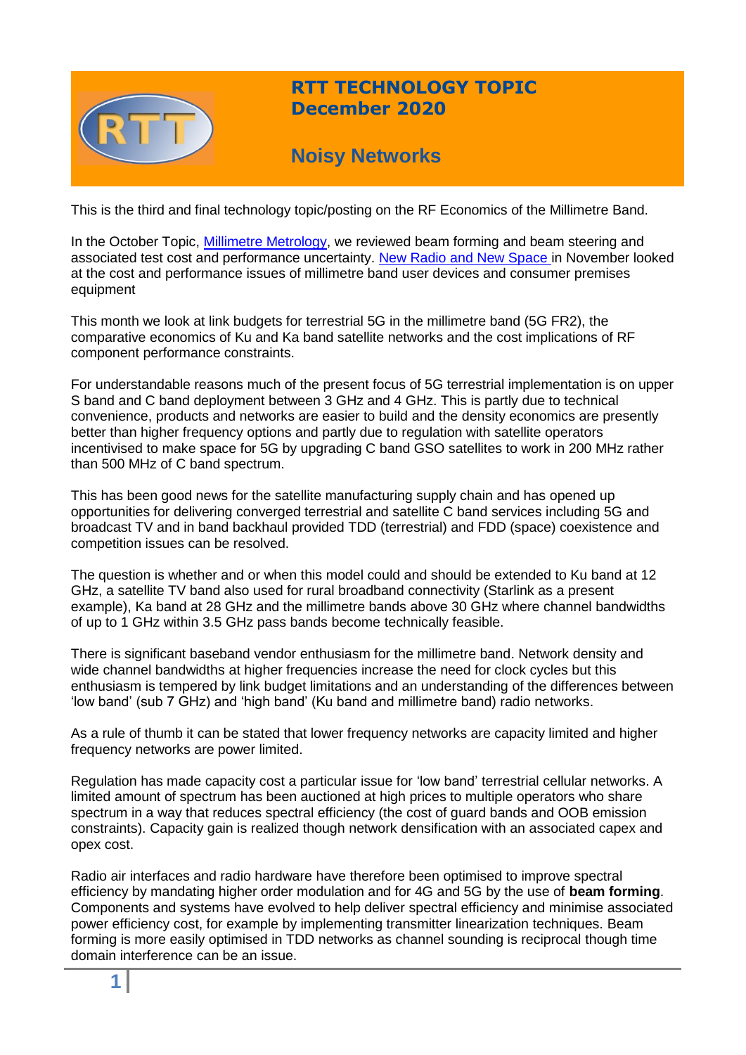# RTT TECHNOLOGY TOPIC
## December 2020

## Noisy Networks

This is the third and final technology topic/posting on the RF Economics of the Millimetre Band.

In the October Topic, [Millimetre Metrology](), we reviewed beam forming and beam steering and associated test cost and performance uncertainty. [New Radio and New Space ]()in November looked at the cost and performance issues of millimetre band user devices and consumer premises equipment

This month we look at link budgets for terrestrial 5G in the millimetre band (5G FR2), the comparative economics of Ku and Ka band satellite networks and the cost implications of RF component performance constraints.

For understandable reasons much of the present focus of 5G terrestrial implementation is on upper S band and C band deployment between 3 GHz and 4 GHz. This is partly due to technical convenience, products and networks are easier to build and the density economics are presently better than higher frequency options and partly due to regulation with satellite operators incentivised to make space for 5G by upgrading C band GSO satellites to work in 200 MHz rather than 500 MHz of C band spectrum.

This has been good news for the satellite manufacturing supply chain and has opened up opportunities for delivering converged terrestrial and satellite C band services including 5G and broadcast TV and in band backhaul provided TDD (terrestrial) and FDD (space) coexistence and competition issues can be resolved.

The question is whether and or when this model could and should be extended to Ku band at 12 GHz, a satellite TV band also used for rural broadband connectivity (Starlink as a present example), Ka band at 28 GHz and the millimetre bands above 30 GHz where channel bandwidths of up to 1 GHz within 3.5 GHz pass bands become technically feasible.

There is significant baseband vendor enthusiasm for the millimetre band. Network density and wide channel bandwidths at higher frequencies increase the need for clock cycles but this enthusiasm is tempered by link budget limitations and an understanding of the differences between 'low band' (sub 7 GHz) and 'high band' (Ku band and millimetre band) radio networks.

As a rule of thumb it can be stated that lower frequency networks are capacity limited and higher frequency networks are power limited.

Regulation has made capacity cost a particular issue for 'low band' terrestrial cellular networks. A limited amount of spectrum has been auctioned at high prices to multiple operators who share spectrum in a way that reduces spectral efficiency (the cost of guard bands and OOB emission constraints). Capacity gain is realized though network densification with an associated capex and opex cost.

Radio air interfaces and radio hardware have therefore been optimised to improve spectral efficiency by mandating higher order modulation and for 4G and 5G by the use of **beam forming**. Components and systems have evolved to help deliver spectral efficiency and minimise associated power efficiency cost, for example by implementing transmitter linearization techniques. Beam forming is more easily optimised in TDD networks as channel sounding is reciprocal though time domain interference can be an issue.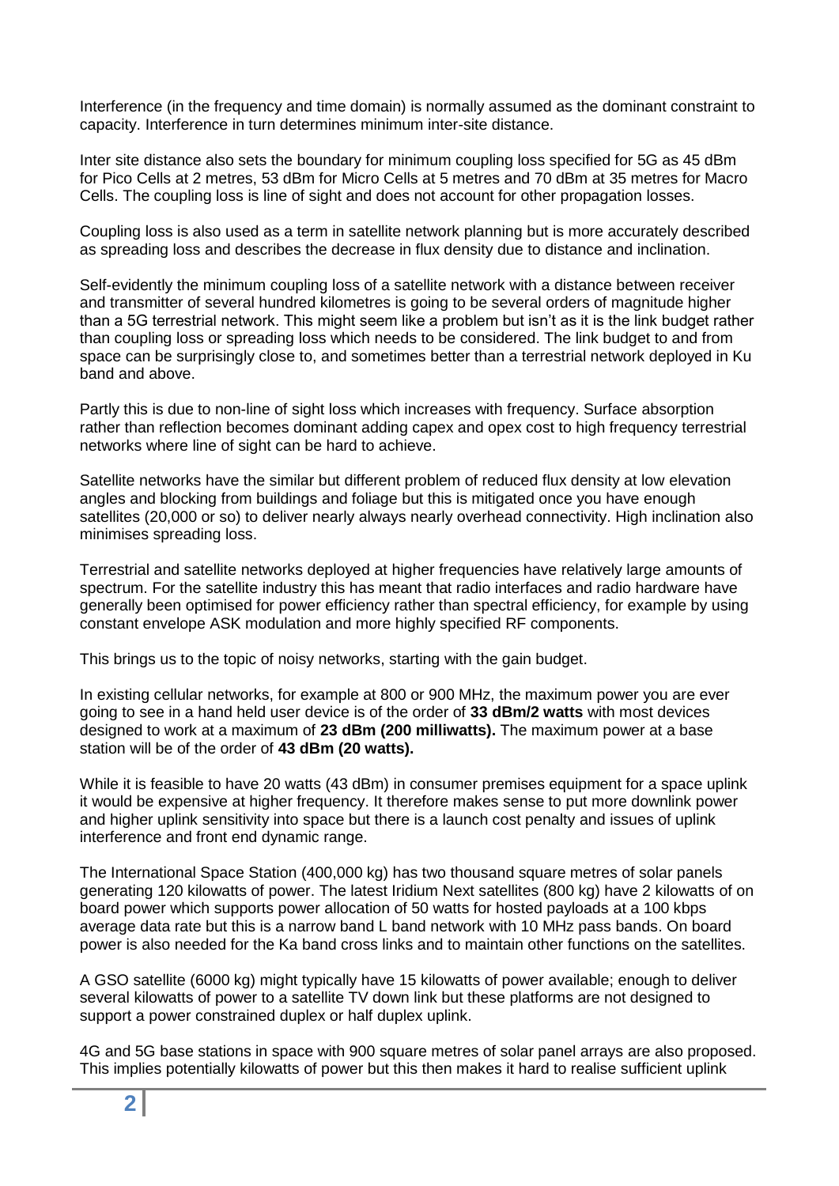Interference (in the frequency and time domain) is normally assumed as the dominant constraint to capacity. Interference in turn determines minimum inter-site distance.

Inter site distance also sets the boundary for minimum coupling loss specified for 5G as 45 dBm for Pico Cells at 2 metres, 53 dBm for Micro Cells at 5 metres and 70 dBm at 35 metres for Macro Cells. The coupling loss is line of sight and does not account for other propagation losses.

Coupling loss is also used as a term in satellite network planning but is more accurately described as spreading loss and describes the decrease in flux density due to distance and inclination.

Self-evidently the minimum coupling loss of a satellite network with a distance between receiver and transmitter of several hundred kilometres is going to be several orders of magnitude higher than a 5G terrestrial network. This might seem like a problem but isn't as it is the link budget rather than coupling loss or spreading loss which needs to be considered. The link budget to and from space can be surprisingly close to, and sometimes better than a terrestrial network deployed in Ku band and above.

Partly this is due to non-line of sight loss which increases with frequency. Surface absorption rather than reflection becomes dominant adding capex and opex cost to high frequency terrestrial networks where line of sight can be hard to achieve.

Satellite networks have the similar but different problem of reduced flux density at low elevation angles and blocking from buildings and foliage but this is mitigated once you have enough satellites (20,000 or so) to deliver nearly always nearly overhead connectivity. High inclination also minimises spreading loss.

Terrestrial and satellite networks deployed at higher frequencies have relatively large amounts of spectrum. For the satellite industry this has meant that radio interfaces and radio hardware have generally been optimised for power efficiency rather than spectral efficiency, for example by using constant envelope ASK modulation and more highly specified RF components.

This brings us to the topic of noisy networks, starting with the gain budget.

In existing cellular networks, for example at 800 or 900 MHz, the maximum power you are ever going to see in a hand held user device is of the order of **33 dBm/2 watts** with most devices designed to work at a maximum of **23 dBm (200 milliwatts).** The maximum power at a base station will be of the order of **43 dBm (20 watts).**

While it is feasible to have 20 watts (43 dBm) in consumer premises equipment for a space uplink it would be expensive at higher frequency. It therefore makes sense to put more downlink power and higher uplink sensitivity into space but there is a launch cost penalty and issues of uplink interference and front end dynamic range.

The International Space Station (400,000 kg) has two thousand square metres of solar panels generating 120 kilowatts of power. The latest Iridium Next satellites (800 kg) have 2 kilowatts of on board power which supports power allocation of 50 watts for hosted payloads at a 100 kbps average data rate but this is a narrow band L band network with 10 MHz pass bands. On board power is also needed for the Ka band cross links and to maintain other functions on the satellites.

A GSO satellite (6000 kg) might typically have 15 kilowatts of power available; enough to deliver several kilowatts of power to a satellite TV down link but these platforms are not designed to support a power constrained duplex or half duplex uplink.

4G and 5G base stations in space with 900 square metres of solar panel arrays are also proposed. This implies potentially kilowatts of power but this then makes it hard to realise sufficient uplink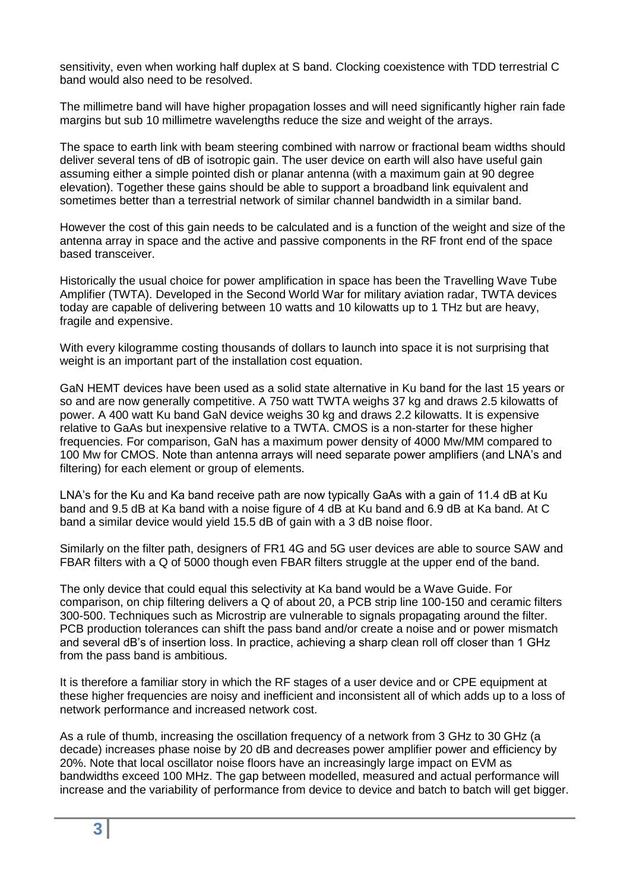sensitivity, even when working half duplex at S band. Clocking coexistence with TDD terrestrial C band would also need to be resolved.

The millimetre band will have higher propagation losses and will need significantly higher rain fade margins but sub 10 millimetre wavelengths reduce the size and weight of the arrays.

The space to earth link with beam steering combined with narrow or fractional beam widths should deliver several tens of dB of isotropic gain. The user device on earth will also have useful gain assuming either a simple pointed dish or planar antenna (with a maximum gain at 90 degree elevation). Together these gains should be able to support a broadband link equivalent and sometimes better than a terrestrial network of similar channel bandwidth in a similar band.

However the cost of this gain needs to be calculated and is a function of the weight and size of the antenna array in space and the active and passive components in the RF front end of the space based transceiver.

Historically the usual choice for power amplification in space has been the Travelling Wave Tube Amplifier (TWTA). Developed in the Second World War for military aviation radar, TWTA devices today are capable of delivering between 10 watts and 10 kilowatts up to 1 THz but are heavy, fragile and expensive.

With every kilogramme costing thousands of dollars to launch into space it is not surprising that weight is an important part of the installation cost equation.

GaN HEMT devices have been used as a solid state alternative in Ku band for the last 15 years or so and are now generally competitive. A 750 watt TWTA weighs 37 kg and draws 2.5 kilowatts of power. A 400 watt Ku band GaN device weighs 30 kg and draws 2.2 kilowatts. It is expensive relative to GaAs but inexpensive relative to a TWTA. CMOS is a non-starter for these higher frequencies. For comparison, GaN has a maximum power density of 4000 Mw/MM compared to 100 Mw for CMOS. Note than antenna arrays will need separate power amplifiers (and LNA's and filtering) for each element or group of elements.

LNA's for the Ku and Ka band receive path are now typically GaAs with a gain of 11.4 dB at Ku band and 9.5 dB at Ka band with a noise figure of 4 dB at Ku band and 6.9 dB at Ka band. At C band a similar device would yield 15.5 dB of gain with a 3 dB noise floor.

Similarly on the filter path, designers of FR1 4G and 5G user devices are able to source SAW and FBAR filters with a Q of 5000 though even FBAR filters struggle at the upper end of the band.

The only device that could equal this selectivity at Ka band would be a Wave Guide. For comparison, on chip filtering delivers a Q of about 20, a PCB strip line 100-150 and ceramic filters 300-500. Techniques such as Microstrip are vulnerable to signals propagating around the filter. PCB production tolerances can shift the pass band and/or create a noise and or power mismatch and several dB's of insertion loss. In practice, achieving a sharp clean roll off closer than 1 GHz from the pass band is ambitious.

It is therefore a familiar story in which the RF stages of a user device and or CPE equipment at these higher frequencies are noisy and inefficient and inconsistent all of which adds up to a loss of network performance and increased network cost.

As a rule of thumb, increasing the oscillation frequency of a network from 3 GHz to 30 GHz (a decade) increases phase noise by 20 dB and decreases power amplifier power and efficiency by 20%. Note that local oscillator noise floors have an increasingly large impact on EVM as bandwidths exceed 100 MHz. The gap between modelled, measured and actual performance will increase and the variability of performance from device to device and batch to batch will get bigger.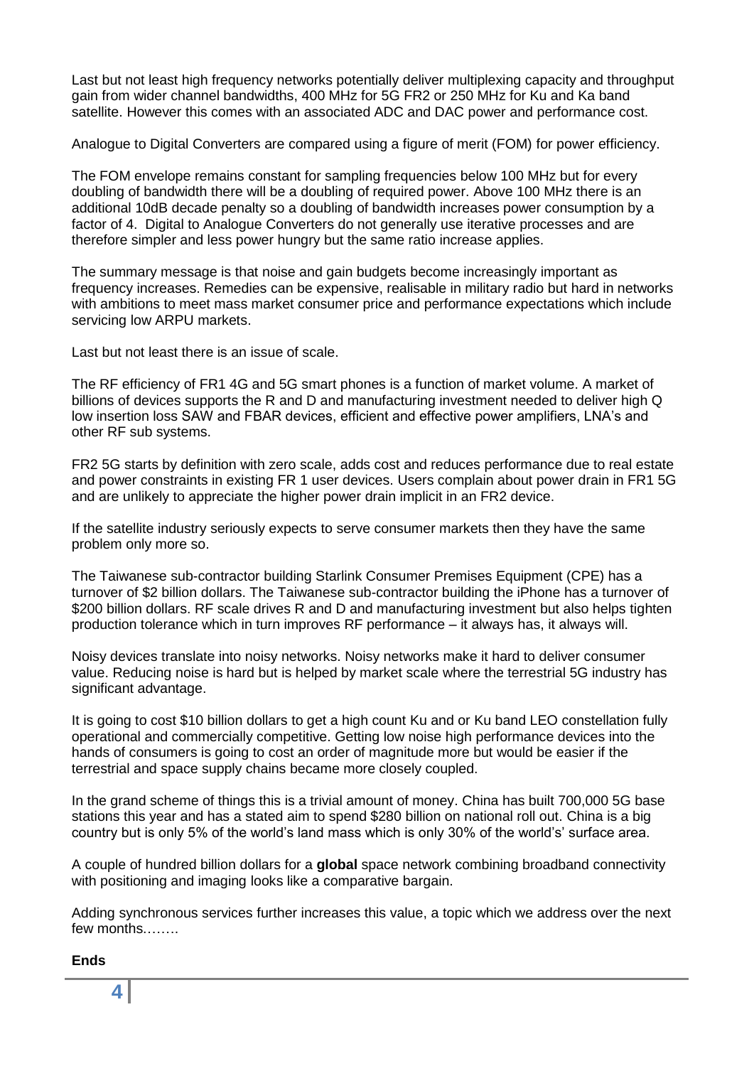Last but not least high frequency networks potentially deliver multiplexing capacity and throughput gain from wider channel bandwidths, 400 MHz for 5G FR2 or 250 MHz for Ku and Ka band satellite. However this comes with an associated ADC and DAC power and performance cost.

Analogue to Digital Converters are compared using a figure of merit (FOM) for power efficiency.

The FOM envelope remains constant for sampling frequencies below 100 MHz but for every doubling of bandwidth there will be a doubling of required power. Above 100 MHz there is an additional 10dB decade penalty so a doubling of bandwidth increases power consumption by a factor of 4. Digital to Analogue Converters do not generally use iterative processes and are therefore simpler and less power hungry but the same ratio increase applies.

The summary message is that noise and gain budgets become increasingly important as frequency increases. Remedies can be expensive, realisable in military radio but hard in networks with ambitions to meet mass market consumer price and performance expectations which include servicing low ARPU markets.

Last but not least there is an issue of scale.

The RF efficiency of FR1 4G and 5G smart phones is a function of market volume. A market of billions of devices supports the R and D and manufacturing investment needed to deliver high Q low insertion loss SAW and FBAR devices, efficient and effective power amplifiers, LNA's and other RF sub systems.

FR2 5G starts by definition with zero scale, adds cost and reduces performance due to real estate and power constraints in existing FR 1 user devices. Users complain about power drain in FR1 5G and are unlikely to appreciate the higher power drain implicit in an FR2 device.

If the satellite industry seriously expects to serve consumer markets then they have the same problem only more so.

The Taiwanese sub-contractor building Starlink Consumer Premises Equipment (CPE) has a turnover of $2 billion dollars. The Taiwanese sub-contractor building the iPhone has a turnover of $200 billion dollars. RF scale drives R and D and manufacturing investment but also helps tighten production tolerance which in turn improves RF performance – it always has, it always will.

Noisy devices translate into noisy networks. Noisy networks make it hard to deliver consumer value. Reducing noise is hard but is helped by market scale where the terrestrial 5G industry has significant advantage.

It is going to cost $10 billion dollars to get a high count Ku and or Ku band LEO constellation fully operational and commercially competitive. Getting low noise high performance devices into the hands of consumers is going to cost an order of magnitude more but would be easier if the terrestrial and space supply chains became more closely coupled.

In the grand scheme of things this is a trivial amount of money. China has built 700,000 5G base stations this year and has a stated aim to spend $280 billion on national roll out. China is a big country but is only 5% of the world's land mass which is only 30% of the worlds' surface area.

A couple of hundred billion dollars for a **global** space network combining broadband connectivity with positioning and imaging looks like a comparative bargain.

Adding synchronous services further increases this value, a topic which we address over the next few months.…….

**Ends**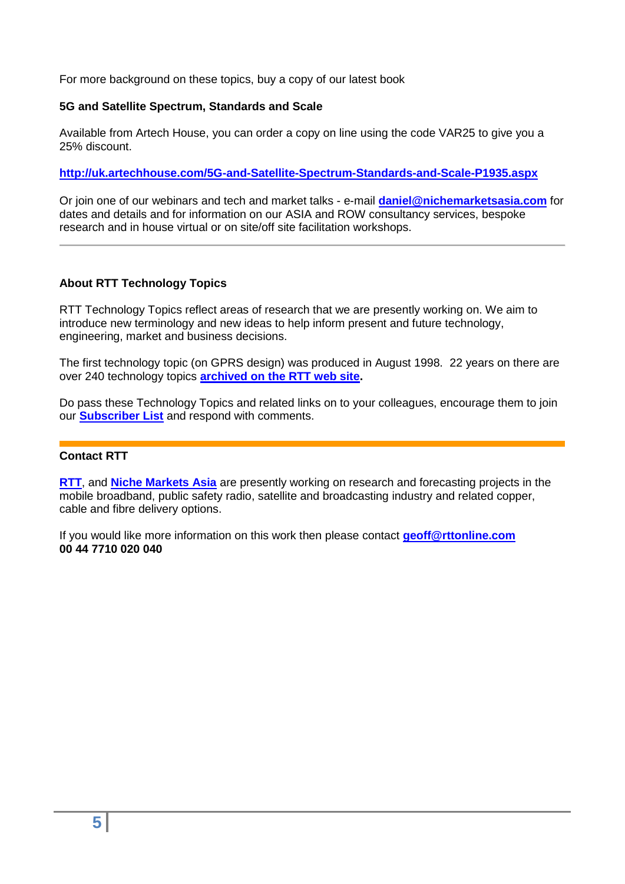For more background on these topics, buy a copy of our latest book

**5G and Satellite Spectrum, Standards and Scale**

Available from Artech House, you can order a copy on line using the code VAR25 to give you a 25% discount.

**http://uk.artechhouse.com/5G-and-Satellite-Spectrum-Standards-and-Scale-P1935.aspx**

Or join one of our webinars and tech and market talks - e-mail **daniel@nichemarketsasia.com** for dates and details and for information on our ASIA and ROW consultancy services, bespoke research and in house virtual or on site/off site facilitation workshops.

---

### About RTT Technology Topics

RTT Technology Topics reflect areas of research that we are presently working on. We aim to introduce new terminology and new ideas to help inform present and future technology, engineering, market and business decisions.

The first technology topic (on GPRS design) was produced in August 1998. 22 years on there are over 240 technology topics **archived on the RTT web site.**

Do pass these Technology Topics and related links on to your colleagues, encourage them to join our **Subscriber List** and respond with comments.

---

### Contact RTT

**RTT**, and **Niche Markets Asia** are presently working on research and forecasting projects in the mobile broadband, public safety radio, satellite and broadcasting industry and related copper, cable and fibre delivery options.

If you would like more information on this work then please contact **geoff@rttonline.com**
**00 44 7710 020 040**